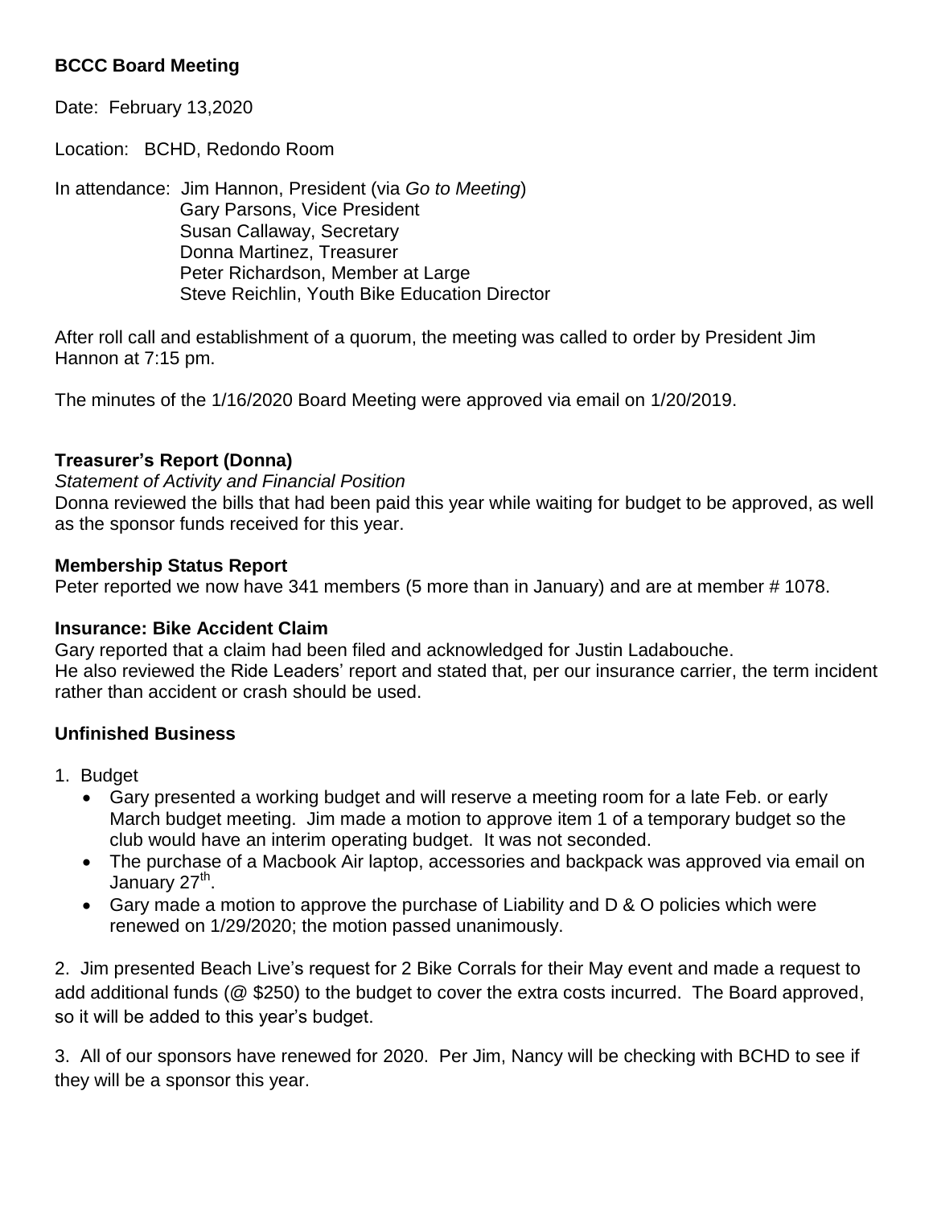**BCCC Board Meeting**

Date: February 13,2020

Location: BCHD, Redondo Room

In attendance: Jim Hannon, President (via *Go to Meeting*)
Gary Parsons, Vice President
Susan Callaway, Secretary
Donna Martinez, Treasurer
Peter Richardson, Member at Large
Steve Reichlin, Youth Bike Education Director

After roll call and establishment of a quorum, the meeting was called to order by President Jim Hannon at 7:15 pm.

The minutes of the 1/16/2020 Board Meeting were approved via email on 1/20/2019.

**Treasurer's Report (Donna)**

*Statement of Activity and Financial Position*

Donna reviewed the bills that had been paid this year while waiting for budget to be approved, as well as the sponsor funds received for this year.

**Membership Status Report**

Peter reported we now have 341 members (5 more than in January) and are at member # 1078.

**Insurance: Bike Accident Claim**

Gary reported that a claim had been filed and acknowledged for Justin Ladabouche.
He also reviewed the Ride Leaders' report and stated that, per our insurance carrier, the term incident rather than accident or crash should be used.

**Unfinished Business**

1. Budget
   - Gary presented a working budget and will reserve a meeting room for a late Feb. or early March budget meeting. Jim made a motion to approve item 1 of a temporary budget so the club would have an interim operating budget. It was not seconded.
   - The purchase of a Macbook Air laptop, accessories and backpack was approved via email on January 27th.
   - Gary made a motion to approve the purchase of Liability and D & O policies which were renewed on 1/29/2020; the motion passed unanimously.

2. Jim presented Beach Live's request for 2 Bike Corrals for their May event and made a request to add additional funds (@ $250) to the budget to cover the extra costs incurred. The Board approved, so it will be added to this year's budget.

3. All of our sponsors have renewed for 2020. Per Jim, Nancy will be checking with BCHD to see if they will be a sponsor this year.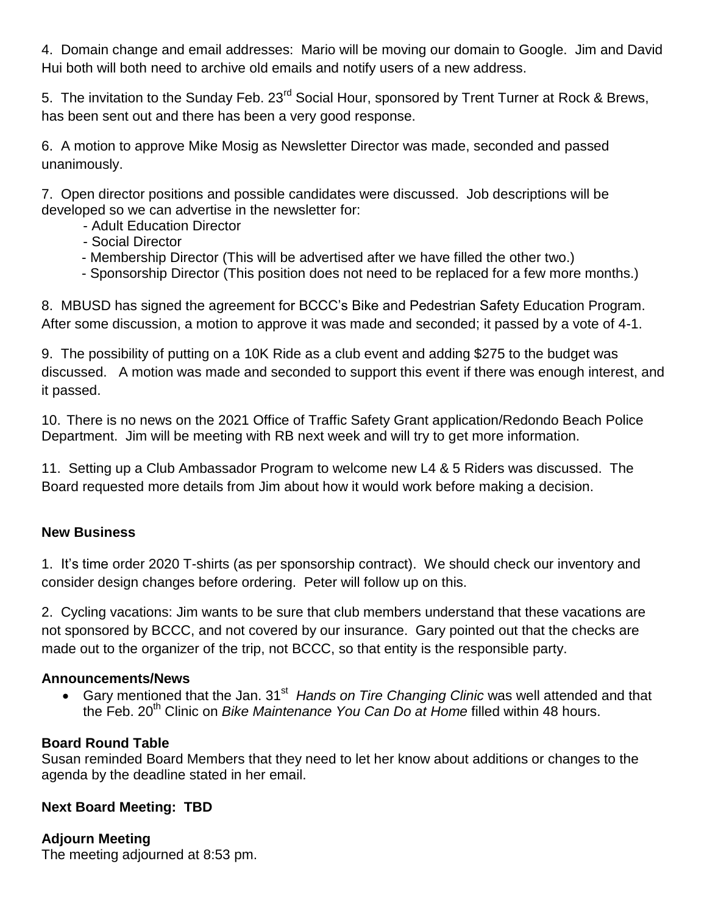4. Domain change and email addresses: Mario will be moving our domain to Google. Jim and David Hui both will both need to archive old emails and notify users of a new address.

5. The invitation to the Sunday Feb. 23rd Social Hour, sponsored by Trent Turner at Rock & Brews, has been sent out and there has been a very good response.

6. A motion to approve Mike Mosig as Newsletter Director was made, seconded and passed unanimously.

7. Open director positions and possible candidates were discussed. Job descriptions will be developed so we can advertise in the newsletter for:

- Adult Education Director
- Social Director
- Membership Director (This will be advertised after we have filled the other two.)
- Sponsorship Director (This position does not need to be replaced for a few more months.)

8. MBUSD has signed the agreement for BCCC's Bike and Pedestrian Safety Education Program. After some discussion, a motion to approve it was made and seconded; it passed by a vote of 4-1.

9. The possibility of putting on a 10K Ride as a club event and adding $275 to the budget was discussed. A motion was made and seconded to support this event if there was enough interest, and it passed.

10. There is no news on the 2021 Office of Traffic Safety Grant application/Redondo Beach Police Department. Jim will be meeting with RB next week and will try to get more information.

11. Setting up a Club Ambassador Program to welcome new L4 & 5 Riders was discussed. The Board requested more details from Jim about how it would work before making a decision.

**New Business**

1. It's time order 2020 T-shirts (as per sponsorship contract). We should check our inventory and consider design changes before ordering. Peter will follow up on this.

2. Cycling vacations: Jim wants to be sure that club members understand that these vacations are not sponsored by BCCC, and not covered by our insurance. Gary pointed out that the checks are made out to the organizer of the trip, not BCCC, so that entity is the responsible party.

**Announcements/News**

- Gary mentioned that the Jan. 31st *Hands on Tire Changing Clinic* was well attended and that the Feb. 20th Clinic on *Bike Maintenance You Can Do at Home* filled within 48 hours.

**Board Round Table**

Susan reminded Board Members that they need to let her know about additions or changes to the agenda by the deadline stated in her email.

**Next Board Meeting: TBD**

**Adjourn Meeting**

The meeting adjourned at 8:53 pm.